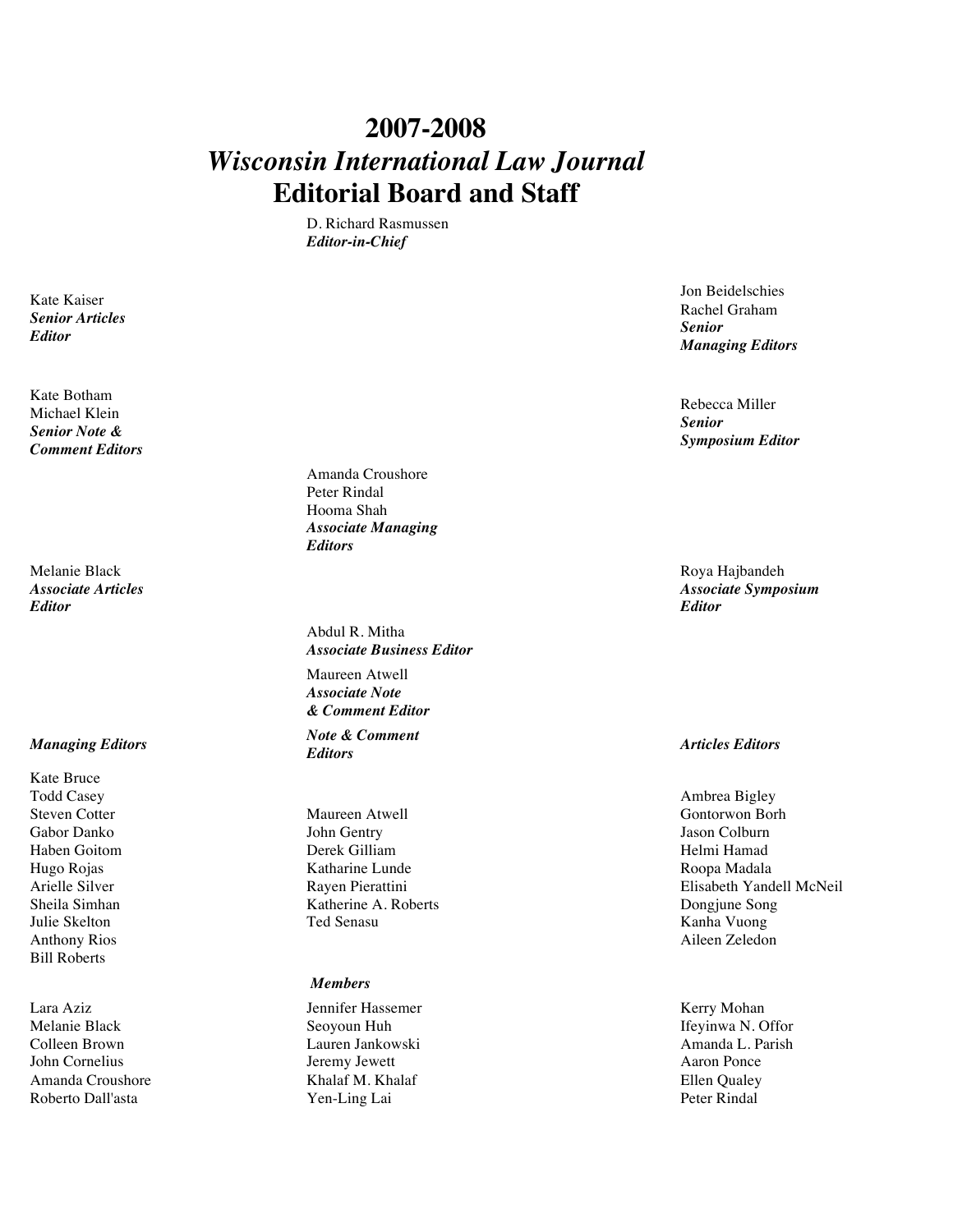# 2007-2008
# *Wisconsin International Law Journal*
# Editorial Board and Staff

D. Richard Rasmussen
***Editor-in-Chief***

Kate Kaiser
***Senior Articles Editor***

Kate Botham
Michael Klein
***Senior Note & Comment Editors***

Jon Beidelschies
Rachel Graham
***Senior Managing Editors***

Rebecca Miller
***Senior Symposium Editor***

Amanda Croushore
Peter Rindal
Hooma Shah
***Associate Managing Editors***

Melanie Black
***Associate Articles Editor***

Roya Hajbandeh
***Associate Symposium Editor***

Abdul R. Mitha
***Associate Business Editor***

Maureen Atwell
***Associate Note & Comment Editor***

***Managing Editors***

Kate Bruce
Todd Casey
Steven Cotter
Gabor Danko
Haben Goitom
Hugo Rojas
Arielle Silver
Sheila Simhan
Julie Skelton
Anthony Rios
Bill Roberts

***Note & Comment Editors***

Maureen Atwell
John Gentry
Derek Gilliam
Katharine Lunde
Rayen Pierattini
Katherine A. Roberts
Ted Senasu

***Articles Editors***

Ambrea Bigley
Gontorwon Borh
Jason Colburn
Helmi Hamad
Roopa Madala
Elisabeth Yandell McNeil
Dongjune Song
Kanha Vuong
Aileen Zeledon

***Members***

Lara Aziz
Melanie Black
Colleen Brown
John Cornelius
Amanda Croushore
Roberto Dall'asta

Jennifer Hassemer
Seoyoun Huh
Lauren Jankowski
Jeremy Jewett
Khalaf M. Khalaf
Yen-Ling Lai

Kerry Mohan
Ifeyinwa N. Offor
Amanda L. Parish
Aaron Ponce
Ellen Qualey
Peter Rindal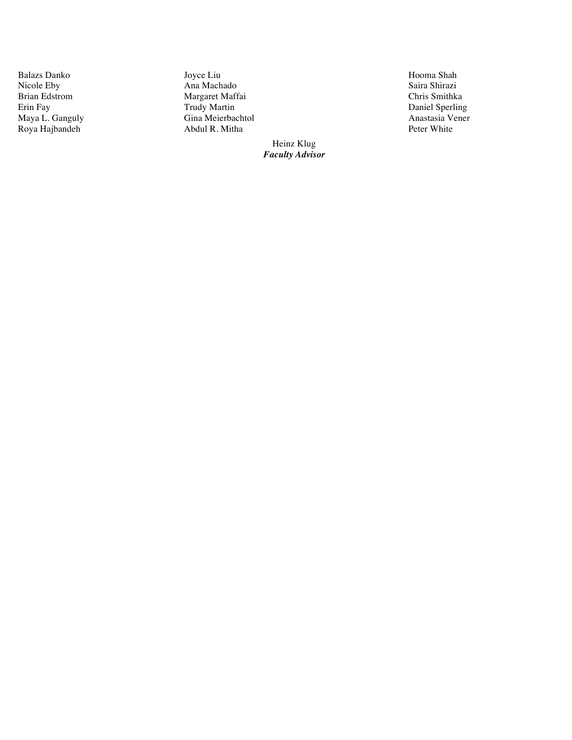Balazs Danko
Nicole Eby
Brian Edstrom
Erin Fay
Maya L. Ganguly
Roya Hajbandeh

Joyce Liu
Ana Machado
Margaret Maffai
Trudy Martin
Gina Meierbachtol
Abdul R. Mitha

Hooma Shah
Saira Shirazi
Chris Smithka
Daniel Sperling
Anastasia Vener
Peter White

Heinz Klug
***Faculty Advisor***